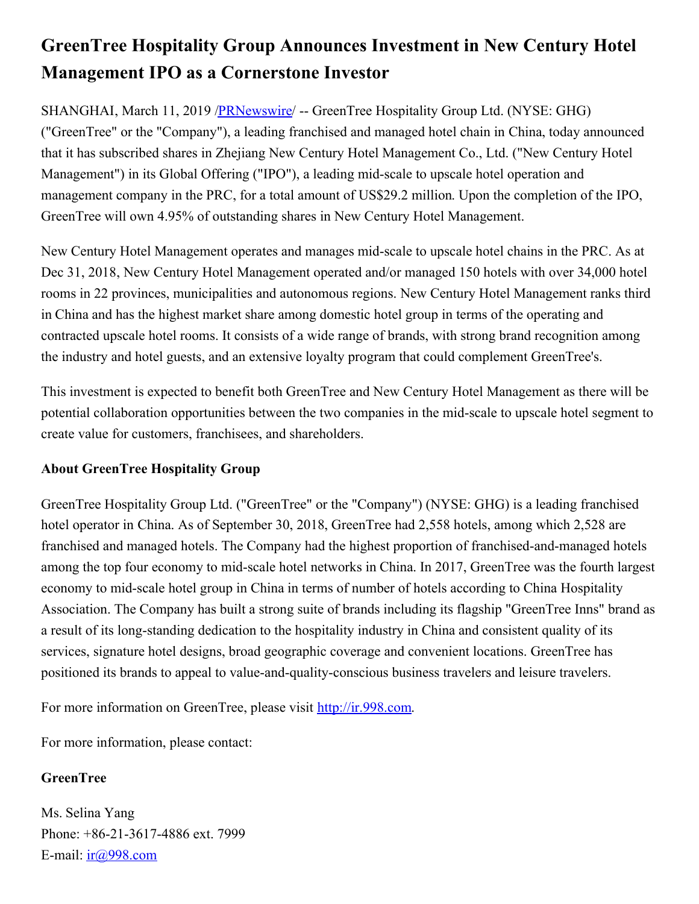# GreenTree Hospitality Group Announces Investment in New Century Hotel Management IPO as a Cornerstone Investor

SHANGHAI, March 11, 2019 /PRNewswire/ -- GreenTree Hospitality Group Ltd. (NYSE: GHG) ("GreenTree" or the "Company"), a leading franchised and managed hotel chain in China, today announced that it has subscribed shares in Zhejiang New Century Hotel Management Co., Ltd. ("New Century Hotel Management") in its Global Offering ("IPO"), a leading mid-scale to upscale hotel operation and management company in the PRC, for a total amount of US$29.2 million. Upon the completion of the IPO, GreenTree will own 4.95% of outstanding shares in New Century Hotel Management.

New Century Hotel Management operates and manages mid-scale to upscale hotel chains in the PRC. As at Dec 31, 2018, New Century Hotel Management operated and/or managed 150 hotels with over 34,000 hotel rooms in 22 provinces, municipalities and autonomous regions. New Century Hotel Management ranks third in China and has the highest market share among domestic hotel group in terms of the operating and contracted upscale hotel rooms. It consists of a wide range of brands, with strong brand recognition among the industry and hotel guests, and an extensive loyalty program that could complement GreenTree's.

This investment is expected to benefit both GreenTree and New Century Hotel Management as there will be potential collaboration opportunities between the two companies in the mid-scale to upscale hotel segment to create value for customers, franchisees, and shareholders.

**About GreenTree Hospitality Group**

GreenTree Hospitality Group Ltd. ("GreenTree" or the "Company") (NYSE: GHG) is a leading franchised hotel operator in China. As of September 30, 2018, GreenTree had 2,558 hotels, among which 2,528 are franchised and managed hotels. The Company had the highest proportion of franchised-and-managed hotels among the top four economy to mid-scale hotel networks in China. In 2017, GreenTree was the fourth largest economy to mid-scale hotel group in China in terms of number of hotels according to China Hospitality Association. The Company has built a strong suite of brands including its flagship "GreenTree Inns" brand as a result of its long-standing dedication to the hospitality industry in China and consistent quality of its services, signature hotel designs, broad geographic coverage and convenient locations. GreenTree has positioned its brands to appeal to value-and-quality-conscious business travelers and leisure travelers.

For more information on GreenTree, please visit http://ir.998.com.

For more information, please contact:

**GreenTree**

Ms. Selina Yang
Phone: +86-21-3617-4886 ext. 7999
E-mail: ir@998.com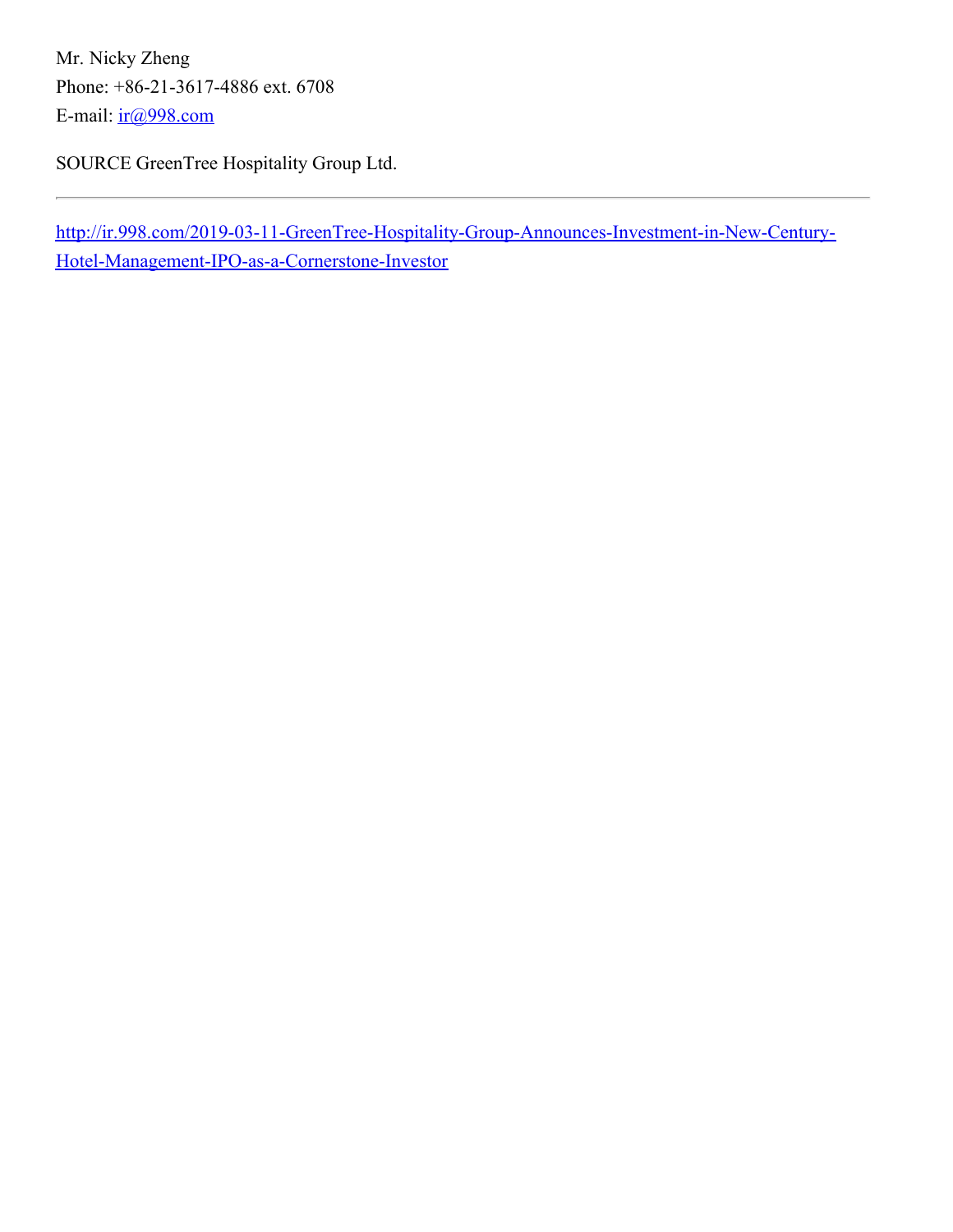Mr. Nicky Zheng
Phone: +86-21-3617-4886 ext. 6708
E-mail: [ir@998.com](mailto:ir@998.com)

SOURCE GreenTree Hospitality Group Ltd.

---

[http://ir.998.com/2019-03-11-GreenTree-Hospitality-Group-Announces-Investment-in-New-Century-Hotel-Management-IPO-as-a-Cornerstone-Investor](http://ir.998.com/2019-03-11-GreenTree-Hospitality-Group-Announces-Investment-in-New-Century-Hotel-Management-IPO-as-a-Cornerstone-Investor)